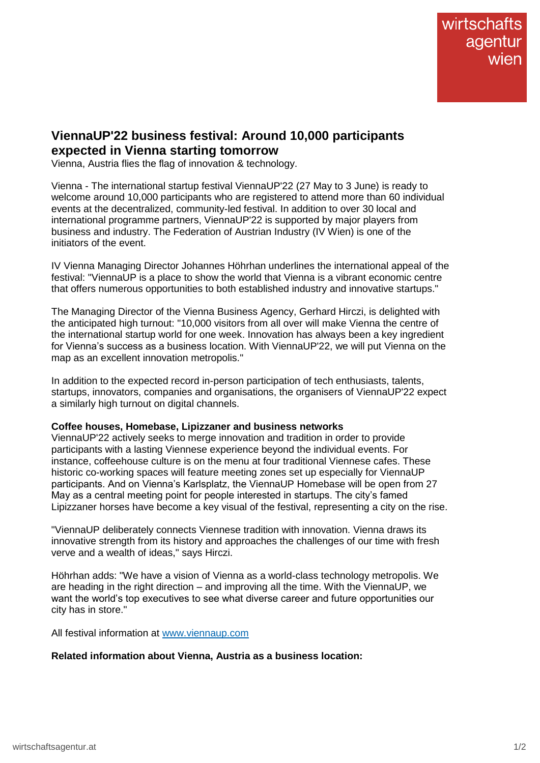wirtschafts agentur wien

# ViennaUP'22 business festival: Around 10,000 participants expected in Vienna starting tomorrow

Vienna, Austria flies the flag of innovation & technology.

Vienna - The international startup festival ViennaUP'22 (27 May to 3 June) is ready to welcome around 10,000 participants who are registered to attend more than 60 individual events at the decentralized, community-led festival. In addition to over 30 local and international programme partners, ViennaUP'22 is supported by major players from business and industry. The Federation of Austrian Industry (IV Wien) is one of the initiators of the event.

IV Vienna Managing Director Johannes Höhrhan underlines the international appeal of the festival: "ViennaUP is a place to show the world that Vienna is a vibrant economic centre that offers numerous opportunities to both established industry and innovative startups."

The Managing Director of the Vienna Business Agency, Gerhard Hirczi, is delighted with the anticipated high turnout: "10,000 visitors from all over will make Vienna the centre of the international startup world for one week. Innovation has always been a key ingredient for Vienna's success as a business location. With ViennaUP'22, we will put Vienna on the map as an excellent innovation metropolis."

In addition to the expected record in-person participation of tech enthusiasts, talents, startups, innovators, companies and organisations, the organisers of ViennaUP'22 expect a similarly high turnout on digital channels.

**Coffee houses, Homebase, Lipizzaner and business networks**

ViennaUP'22 actively seeks to merge innovation and tradition in order to provide participants with a lasting Viennese experience beyond the individual events. For instance, coffeehouse culture is on the menu at four traditional Viennese cafes. These historic co-working spaces will feature meeting zones set up especially for ViennaUP participants. And on Vienna's Karlsplatz, the ViennaUP Homebase will be open from 27 May as a central meeting point for people interested in startups. The city's famed Lipizzaner horses have become a key visual of the festival, representing a city on the rise.

"ViennaUP deliberately connects Viennese tradition with innovation. Vienna draws its innovative strength from its history and approaches the challenges of our time with fresh verve and a wealth of ideas," says Hirczi.

Höhrhan adds: "We have a vision of Vienna as a world-class technology metropolis. We are heading in the right direction – and improving all the time. With the ViennaUP, we want the world's top executives to see what diverse career and future opportunities our city has in store."

All festival information at [www.viennaup.com](www.viennaup.com)

**Related information about Vienna, Austria as a business location:**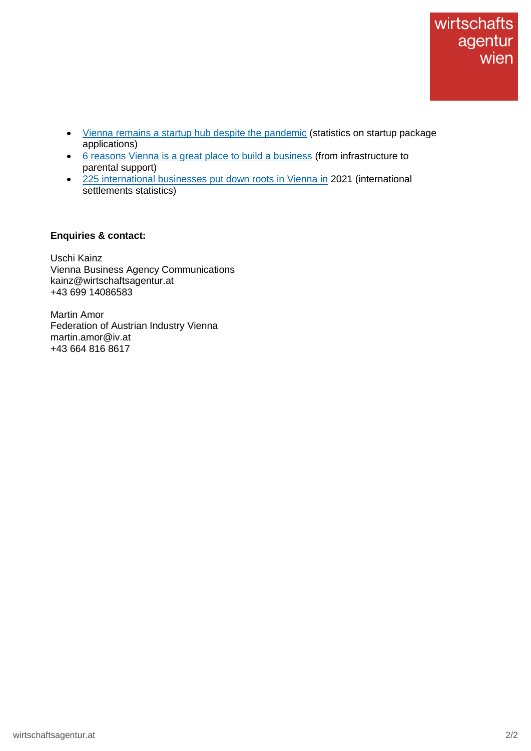- Vienna remains a startup hub despite the pandemic (statistics on startup package applications)
- 6 reasons Vienna is a great place to build a business (from infrastructure to parental support)
- 225 international businesses put down roots in Vienna in 2021 (international settlements statistics)

**Enquiries & contact:**

Uschi Kainz
Vienna Business Agency Communications
kainz@wirtschaftsagentur.at
+43 699 14086583

Martin Amor
Federation of Austrian Industry Vienna
martin.amor@iv.at
+43 664 816 8617